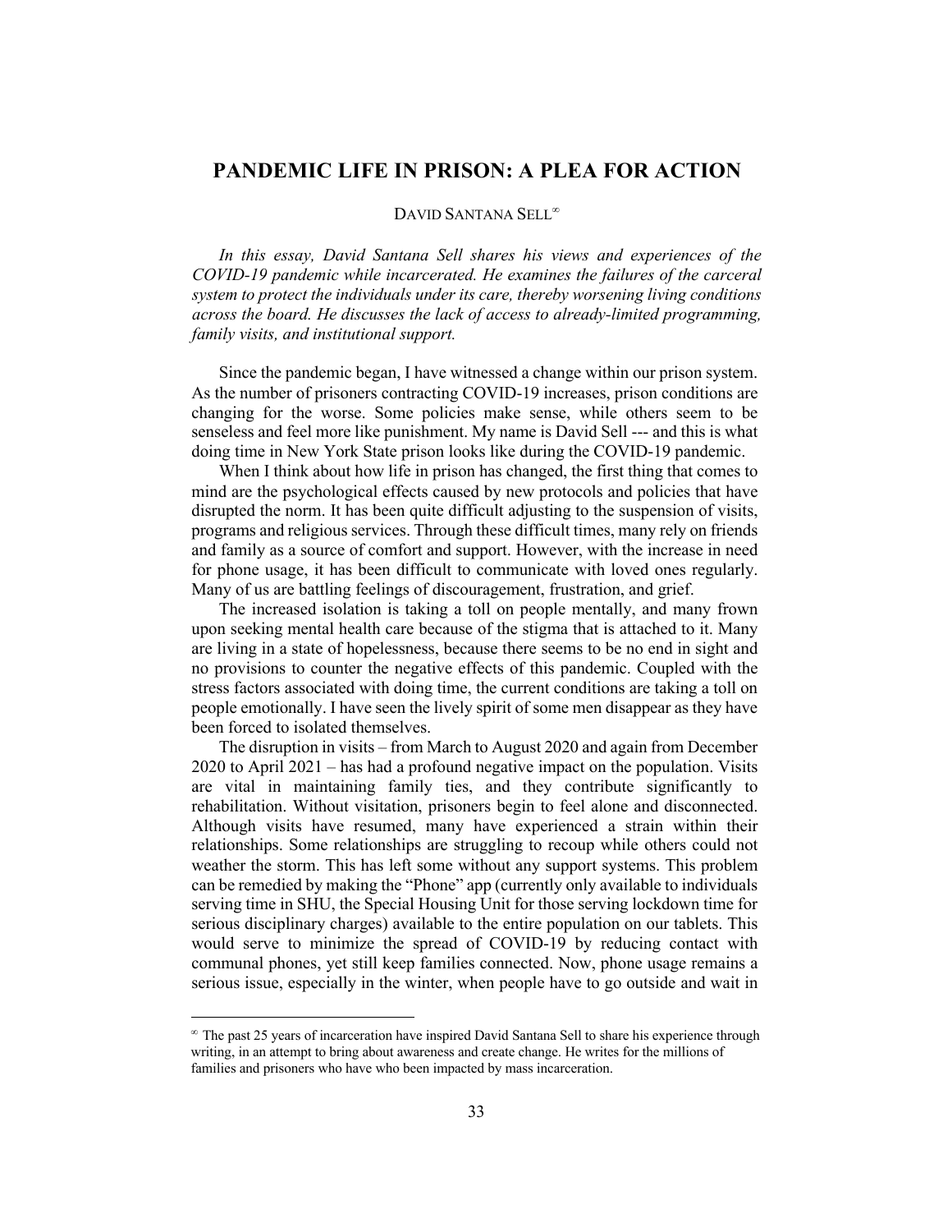# PANDEMIC LIFE IN PRISON: A PLEA FOR ACTION

DAVID SANTANA SELL[∞]

*In this essay, David Santana Sell shares his views and experiences of the COVID-19 pandemic while incarcerated. He examines the failures of the carceral system to protect the individuals under its care, thereby worsening living conditions across the board. He discusses the lack of access to already-limited programming, family visits, and institutional support.*

Since the pandemic began, I have witnessed a change within our prison system. As the number of prisoners contracting COVID-19 increases, prison conditions are changing for the worse. Some policies make sense, while others seem to be senseless and feel more like punishment. My name is David Sell --- and this is what doing time in New York State prison looks like during the COVID-19 pandemic.

When I think about how life in prison has changed, the first thing that comes to mind are the psychological effects caused by new protocols and policies that have disrupted the norm. It has been quite difficult adjusting to the suspension of visits, programs and religious services. Through these difficult times, many rely on friends and family as a source of comfort and support. However, with the increase in need for phone usage, it has been difficult to communicate with loved ones regularly. Many of us are battling feelings of discouragement, frustration, and grief.

The increased isolation is taking a toll on people mentally, and many frown upon seeking mental health care because of the stigma that is attached to it. Many are living in a state of hopelessness, because there seems to be no end in sight and no provisions to counter the negative effects of this pandemic. Coupled with the stress factors associated with doing time, the current conditions are taking a toll on people emotionally. I have seen the lively spirit of some men disappear as they have been forced to isolated themselves.

The disruption in visits – from March to August 2020 and again from December 2020 to April 2021 – has had a profound negative impact on the population. Visits are vital in maintaining family ties, and they contribute significantly to rehabilitation. Without visitation, prisoners begin to feel alone and disconnected. Although visits have resumed, many have experienced a strain within their relationships. Some relationships are struggling to recoup while others could not weather the storm. This has left some without any support systems. This problem can be remedied by making the "Phone" app (currently only available to individuals serving time in SHU, the Special Housing Unit for those serving lockdown time for serious disciplinary charges) available to the entire population on our tablets. This would serve to minimize the spread of COVID-19 by reducing contact with communal phones, yet still keep families connected. Now, phone usage remains a serious issue, especially in the winter, when people have to go outside and wait in

---

[∞] The past 25 years of incarceration have inspired David Santana Sell to share his experience through writing, in an attempt to bring about awareness and create change. He writes for the millions of families and prisoners who have who been impacted by mass incarceration.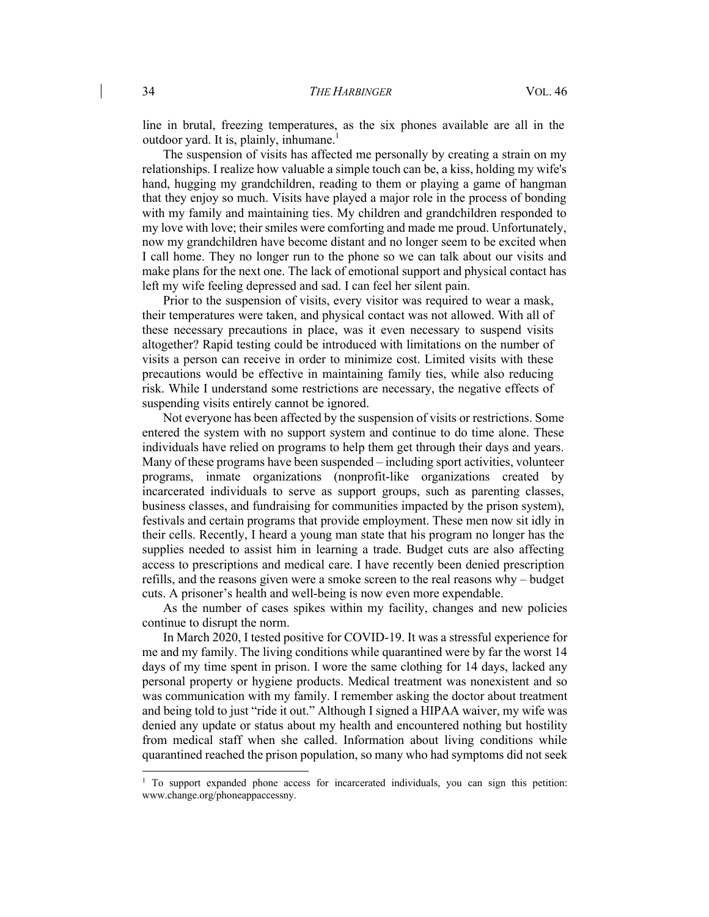line in brutal, freezing temperatures, as the six phones available are all in the outdoor yard. It is, plainly, inhumane.[1]

The suspension of visits has affected me personally by creating a strain on my relationships. I realize how valuable a simple touch can be, a kiss, holding my wife's hand, hugging my grandchildren, reading to them or playing a game of hangman that they enjoy so much. Visits have played a major role in the process of bonding with my family and maintaining ties. My children and grandchildren responded to my love with love; their smiles were comforting and made me proud. Unfortunately, now my grandchildren have become distant and no longer seem to be excited when I call home. They no longer run to the phone so we can talk about our visits and make plans for the next one. The lack of emotional support and physical contact has left my wife feeling depressed and sad. I can feel her silent pain.

Prior to the suspension of visits, every visitor was required to wear a mask, their temperatures were taken, and physical contact was not allowed. With all of these necessary precautions in place, was it even necessary to suspend visits altogether? Rapid testing could be introduced with limitations on the number of visits a person can receive in order to minimize cost. Limited visits with these precautions would be effective in maintaining family ties, while also reducing risk. While I understand some restrictions are necessary, the negative effects of suspending visits entirely cannot be ignored.

Not everyone has been affected by the suspension of visits or restrictions. Some entered the system with no support system and continue to do time alone. These individuals have relied on programs to help them get through their days and years. Many of these programs have been suspended – including sport activities, volunteer programs, inmate organizations (nonprofit-like organizations created by incarcerated individuals to serve as support groups, such as parenting classes, business classes, and fundraising for communities impacted by the prison system), festivals and certain programs that provide employment. These men now sit idly in their cells. Recently, I heard a young man state that his program no longer has the supplies needed to assist him in learning a trade. Budget cuts are also affecting access to prescriptions and medical care. I have recently been denied prescription refills, and the reasons given were a smoke screen to the real reasons why – budget cuts. A prisoner's health and well-being is now even more expendable.

As the number of cases spikes within my facility, changes and new policies continue to disrupt the norm.

In March 2020, I tested positive for COVID-19. It was a stressful experience for me and my family. The living conditions while quarantined were by far the worst 14 days of my time spent in prison. I wore the same clothing for 14 days, lacked any personal property or hygiene products. Medical treatment was nonexistent and so was communication with my family. I remember asking the doctor about treatment and being told to just "ride it out." Although I signed a HIPAA waiver, my wife was denied any update or status about my health and encountered nothing but hostility from medical staff when she called. Information about living conditions while quarantined reached the prison population, so many who had symptoms did not seek

[1] To support expanded phone access for incarcerated individuals, you can sign this petition: www.change.org/phoneappaccessny.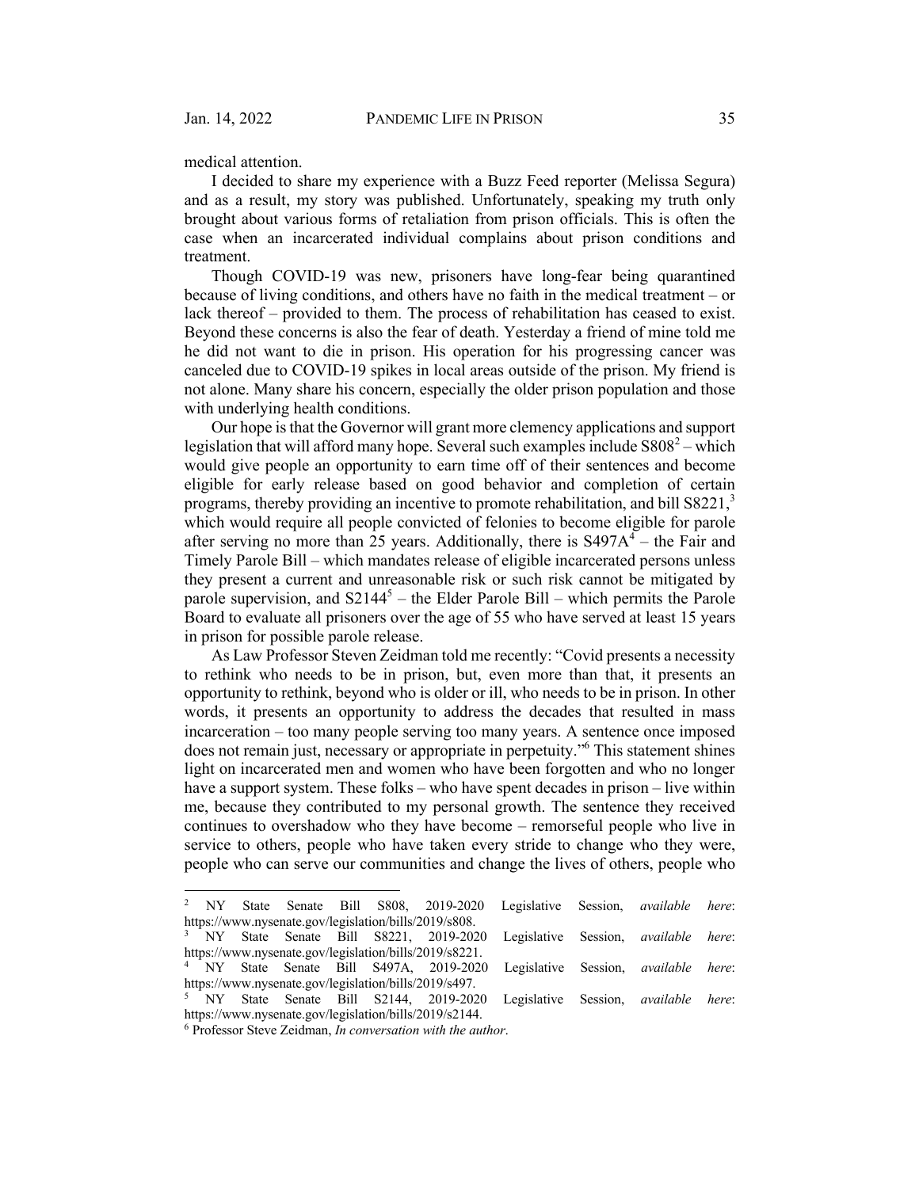medical attention.

I decided to share my experience with a Buzz Feed reporter (Melissa Segura) and as a result, my story was published. Unfortunately, speaking my truth only brought about various forms of retaliation from prison officials. This is often the case when an incarcerated individual complains about prison conditions and treatment.

Though COVID-19 was new, prisoners have long-fear being quarantined because of living conditions, and others have no faith in the medical treatment – or lack thereof – provided to them. The process of rehabilitation has ceased to exist. Beyond these concerns is also the fear of death. Yesterday a friend of mine told me he did not want to die in prison. His operation for his progressing cancer was canceled due to COVID-19 spikes in local areas outside of the prison. My friend is not alone. Many share his concern, especially the older prison population and those with underlying health conditions.

Our hope is that the Governor will grant more clemency applications and support legislation that will afford many hope. Several such examples include S808[2] – which would give people an opportunity to earn time off of their sentences and become eligible for early release based on good behavior and completion of certain programs, thereby providing an incentive to promote rehabilitation, and bill S8221,[3] which would require all people convicted of felonies to become eligible for parole after serving no more than 25 years. Additionally, there is S497A[4] – the Fair and Timely Parole Bill – which mandates release of eligible incarcerated persons unless they present a current and unreasonable risk or such risk cannot be mitigated by parole supervision, and S2144[5] – the Elder Parole Bill – which permits the Parole Board to evaluate all prisoners over the age of 55 who have served at least 15 years in prison for possible parole release.

As Law Professor Steven Zeidman told me recently: "Covid presents a necessity to rethink who needs to be in prison, but, even more than that, it presents an opportunity to rethink, beyond who is older or ill, who needs to be in prison. In other words, it presents an opportunity to address the decades that resulted in mass incarceration – too many people serving too many years. A sentence once imposed does not remain just, necessary or appropriate in perpetuity."[6] This statement shines light on incarcerated men and women who have been forgotten and who no longer have a support system. These folks – who have spent decades in prison – live within me, because they contributed to my personal growth. The sentence they received continues to overshadow who they have become – remorseful people who live in service to others, people who have taken every stride to change who they were, people who can serve our communities and change the lives of others, people who

---

[2] NY State Senate Bill S808, 2019-2020 Legislative Session, *available here*: https://www.nysenate.gov/legislation/bills/2019/s808.

[3] NY State Senate Bill S8221, 2019-2020 Legislative Session, *available here*: https://www.nysenate.gov/legislation/bills/2019/s8221.

[4] NY State Senate Bill S497A, 2019-2020 Legislative Session, *available here*: https://www.nysenate.gov/legislation/bills/2019/s497.

[5] NY State Senate Bill S2144, 2019-2020 Legislative Session, *available here*: https://www.nysenate.gov/legislation/bills/2019/s2144.

[6] Professor Steve Zeidman, *In conversation with the author*.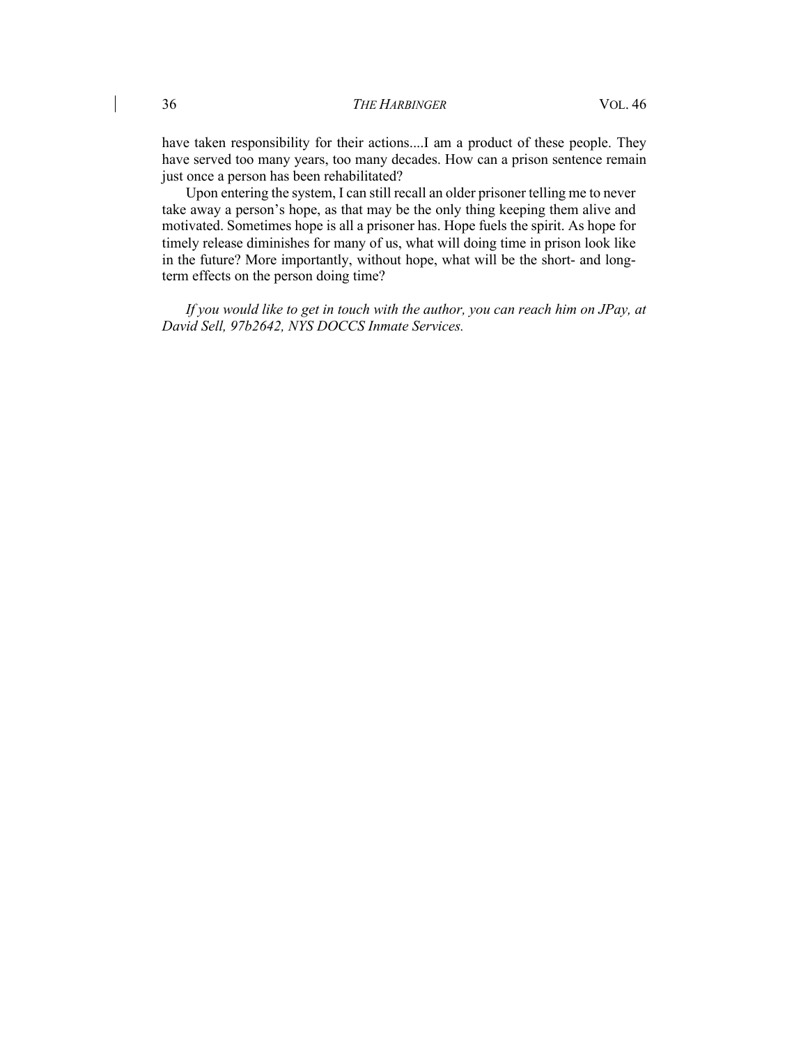have taken responsibility for their actions....I am a product of these people. They have served too many years, too many decades. How can a prison sentence remain just once a person has been rehabilitated?

Upon entering the system, I can still recall an older prisoner telling me to never take away a person's hope, as that may be the only thing keeping them alive and motivated. Sometimes hope is all a prisoner has. Hope fuels the spirit. As hope for timely release diminishes for many of us, what will doing time in prison look like in the future? More importantly, without hope, what will be the short- and long-term effects on the person doing time?

*If you would like to get in touch with the author, you can reach him on JPay, at David Sell, 97b2642, NYS DOCCS Inmate Services.*